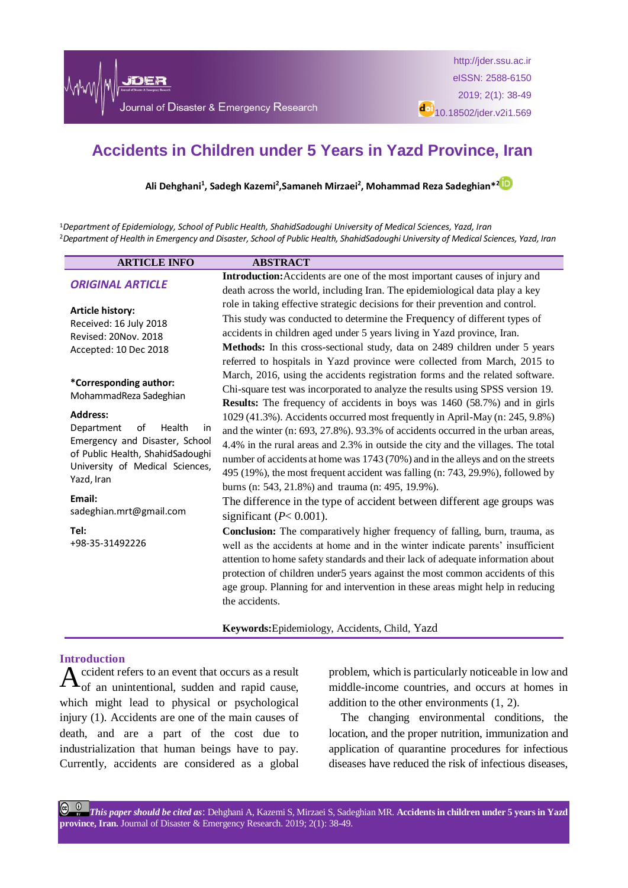# Accidents in Children under 5 Years in Yazd Province, Iran

**Ali Dehghani[1], Sadegh Kazemi[2], Samaneh Mirzaei[2], Mohammad Reza Sadeghian*[2]**

[1]*Department of Epidemiology, School of Public Health, ShahidSadoughi University of Medical Sciences, Yazd, Iran*
[2]*Department of Health in Emergency and Disaster, School of Public Health, ShahidSadoughi University of Medical Sciences, Yazd, Iran*

## ARTICLE INFO

***ORIGINAL ARTICLE***

**Article history:**
Received: 16 July 2018
Revised: 20Nov. 2018
Accepted: 10 Dec 2018

**\*Corresponding author:**
MohammadReza Sadeghian

**Address:**
Department of Health in Emergency and Disaster, School of Public Health, ShahidSadoughi University of Medical Sciences, Yazd, Iran

**Email:**
sadeghian.mrt@gmail.com

**Tel:**
+98-35-31492226

## ABSTRACT

**Introduction:** Accidents are one of the most important causes of injury and death across the world, including Iran. The epidemiological data play a key role in taking effective strategic decisions for their prevention and control. This study was conducted to determine the Frequency of different types of accidents in children aged under 5 years living in Yazd province, Iran.

**Methods:** In this cross-sectional study, data on 2489 children under 5 years referred to hospitals in Yazd province were collected from March, 2015 to March, 2016, using the accidents registration forms and the related software. Chi-square test was incorporated to analyze the results using SPSS version 19.

**Results:** The frequency of accidents in boys was 1460 (58.7%) and in girls 1029 (41.3%). Accidents occurred most frequently in April-May (n: 245, 9.8%) and the winter (n: 693, 27.8%). 93.3% of accidents occurred in the urban areas, 4.4% in the rural areas and 2.3% in outside the city and the villages. The total number of accidents at home was 1743 (70%) and in the alleys and on the streets 495 (19%), the most frequent accident was falling (n: 743, 29.9%), followed by burns (n: 543, 21.8%) and trauma (n: 495, 19.9%).
The difference in the type of accident between different age groups was significant ($P< 0.001$).

**Conclusion:** The comparatively higher frequency of falling, burn, trauma, as well as the accidents at home and in the winter indicate parents' insufficient attention to home safety standards and their lack of adequate information about protection of children under5 years against the most common accidents of this age group. Planning for and intervention in these areas might help in reducing the accidents.

**Keywords:** Epidemiology, Accidents, Child, Yazd

## Introduction

Accident refers to an event that occurs as a result of an unintentional, sudden and rapid cause, which might lead to physical or psychological injury (1). Accidents are one of the main causes of death, and are a part of the cost due to industrialization that human beings have to pay. Currently, accidents are considered as a global problem, which is particularly noticeable in low and middle-income countries, and occurs at homes in addition to the other environments (1, 2).

The changing environmental conditions, the location, and the proper nutrition, immunization and application of quarantine procedures for infectious diseases have reduced the risk of infectious diseases,

***This paper should be cited as***: Dehghani A, Kazemi S, Mirzaei S, Sadeghian MR. **Accidents in children under 5 years in Yazd province, Iran.** Journal of Disaster & Emergency Research. 2019; 2(1): 38-49.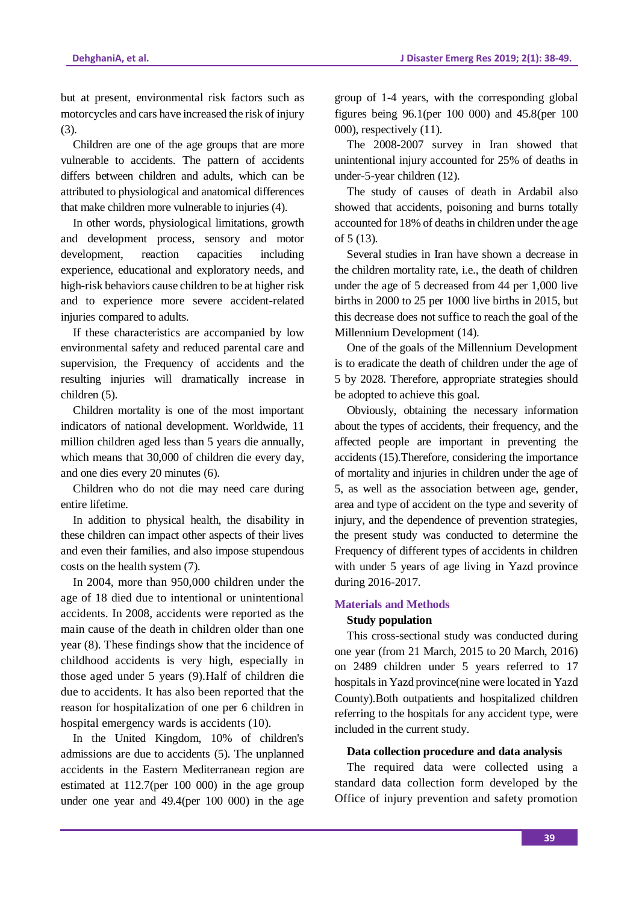but at present, environmental risk factors such as motorcycles and cars have increased the risk of injury (3).

Children are one of the age groups that are more vulnerable to accidents. The pattern of accidents differs between children and adults, which can be attributed to physiological and anatomical differences that make children more vulnerable to injuries (4).

In other words, physiological limitations, growth and development process, sensory and motor development, reaction capacities including experience, educational and exploratory needs, and high-risk behaviors cause children to be at higher risk and to experience more severe accident-related injuries compared to adults.

If these characteristics are accompanied by low environmental safety and reduced parental care and supervision, the Frequency of accidents and the resulting injuries will dramatically increase in children (5).

Children mortality is one of the most important indicators of national development. Worldwide, 11 million children aged less than 5 years die annually, which means that 30,000 of children die every day, and one dies every 20 minutes (6).

Children who do not die may need care during entire lifetime.

In addition to physical health, the disability in these children can impact other aspects of their lives and even their families, and also impose stupendous costs on the health system (7).

In 2004, more than 950,000 children under the age of 18 died due to intentional or unintentional accidents. In 2008, accidents were reported as the main cause of the death in children older than one year (8). These findings show that the incidence of childhood accidents is very high, especially in those aged under 5 years (9).Half of children die due to accidents. It has also been reported that the reason for hospitalization of one per 6 children in hospital emergency wards is accidents (10).

In the United Kingdom, 10% of children's admissions are due to accidents (5). The unplanned accidents in the Eastern Mediterranean region are estimated at 112.7(per 100 000) in the age group under one year and 49.4(per 100 000) in the age group of 1-4 years, with the corresponding global figures being 96.1(per 100 000) and 45.8(per 100 000), respectively (11).

The 2008-2007 survey in Iran showed that unintentional injury accounted for 25% of deaths in under-5-year children (12).

The study of causes of death in Ardabil also showed that accidents, poisoning and burns totally accounted for 18% of deaths in children under the age of 5 (13).

Several studies in Iran have shown a decrease in the children mortality rate, i.e., the death of children under the age of 5 decreased from 44 per 1,000 live births in 2000 to 25 per 1000 live births in 2015, but this decrease does not suffice to reach the goal of the Millennium Development (14).

One of the goals of the Millennium Development is to eradicate the death of children under the age of 5 by 2028. Therefore, appropriate strategies should be adopted to achieve this goal.

Obviously, obtaining the necessary information about the types of accidents, their frequency, and the affected people are important in preventing the accidents (15).Therefore, considering the importance of mortality and injuries in children under the age of 5, as well as the association between age, gender, area and type of accident on the type and severity of injury, and the dependence of prevention strategies, the present study was conducted to determine the Frequency of different types of accidents in children with under 5 years of age living in Yazd province during 2016-2017.

## Materials and Methods

### Study population

This cross-sectional study was conducted during one year (from 21 March, 2015 to 20 March, 2016) on 2489 children under 5 years referred to 17 hospitals in Yazd province(nine were located in Yazd County).Both outpatients and hospitalized children referring to the hospitals for any accident type, were included in the current study.

### Data collection procedure and data analysis

The required data were collected using a standard data collection form developed by the Office of injury prevention and safety promotion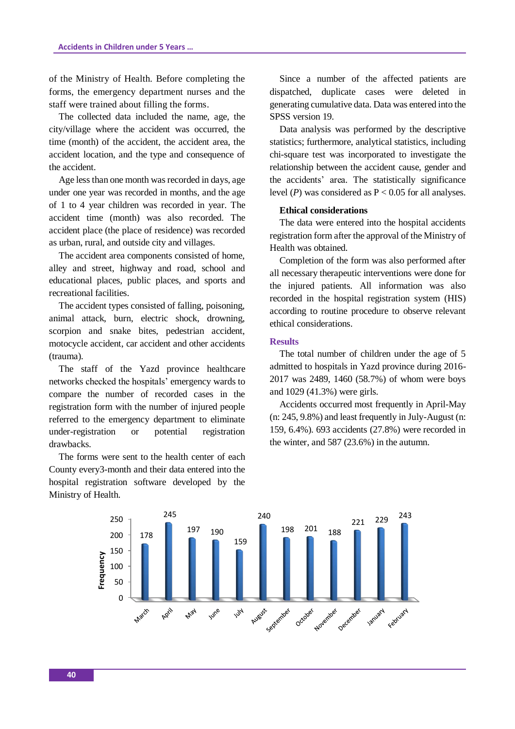of the Ministry of Health. Before completing the forms, the emergency department nurses and the staff were trained about filling the forms.

The collected data included the name, age, the city/village where the accident was occurred, the time (month) of the accident, the accident area, the accident location, and the type and consequence of the accident.

Age less than one month was recorded in days, age under one year was recorded in months, and the age of 1 to 4 year children was recorded in year. The accident time (month) was also recorded. The accident place (the place of residence) was recorded as urban, rural, and outside city and villages.

The accident area components consisted of home, alley and street, highway and road, school and educational places, public places, and sports and recreational facilities.

The accident types consisted of falling, poisoning, animal attack, burn, electric shock, drowning, scorpion and snake bites, pedestrian accident, motocycle accident, car accident and other accidents (trauma).

The staff of the Yazd province healthcare networks checked the hospitals' emergency wards to compare the number of recorded cases in the registration form with the number of injured people referred to the emergency department to eliminate under-registration or potential registration drawbacks.

The forms were sent to the health center of each County every3-month and their data entered into the hospital registration software developed by the Ministry of Health.

Since a number of the affected patients are dispatched, duplicate cases were deleted in generating cumulative data. Data was entered into the SPSS version 19.

Data analysis was performed by the descriptive statistics; furthermore, analytical statistics, including chi-square test was incorporated to investigate the relationship between the accident cause, gender and the accidents' area. The statistically significance level (*P*) was considered as $P < 0.05$ for all analyses.

### Ethical considerations

The data were entered into the hospital accidents registration form after the approval of the Ministry of Health was obtained.

Completion of the form was also performed after all necessary therapeutic interventions were done for the injured patients. All information was also recorded in the hospital registration system (HIS) according to routine procedure to observe relevant ethical considerations.

## Results

The total number of children under the age of 5 admitted to hospitals in Yazd province during 2016-2017 was 2489, 1460 (58.7%) of whom were boys and 1029 (41.3%) were girls.

Accidents occurred most frequently in April-May (n: 245, 9.8%) and least frequently in July-August (n: 159, 6.4%). 693 accidents (27.8%) were recorded in the winter, and 587 (23.6%) in the autumn.

| Month | Frequency |
|---|---|
| March | 178 |
| April | 245 |
| May | 197 |
| June | 190 |
| July | 159 |
| August | 240 |
| September | 198 |
| October | 201 |
| November | 188 |
| December | 221 |
| January | 229 |
| February | 243 |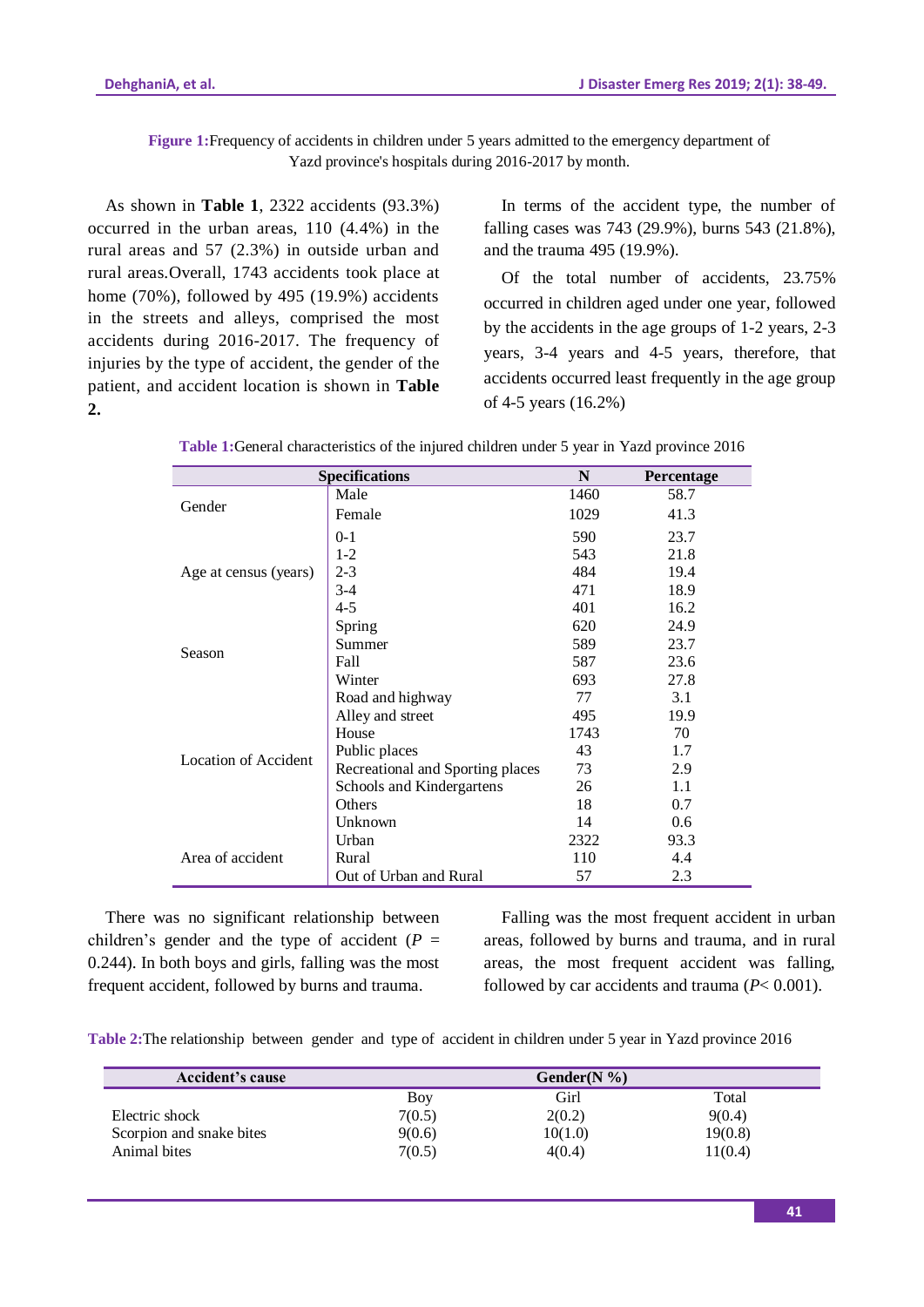**Figure 1:** Frequency of accidents in children under 5 years admitted to the emergency department of Yazd province's hospitals during 2016-2017 by month.

As shown in **Table 1**, 2322 accidents (93.3%) occurred in the urban areas, 110 (4.4%) in the rural areas and 57 (2.3%) in outside urban and rural areas.Overall, 1743 accidents took place at home (70%), followed by 495 (19.9%) accidents in the streets and alleys, comprised the most accidents during 2016-2017. The frequency of injuries by the type of accident, the gender of the patient, and accident location is shown in **Table 2.**

In terms of the accident type, the number of falling cases was 743 (29.9%), burns 543 (21.8%), and the trauma 495 (19.9%).

Of the total number of accidents, 23.75% occurred in children aged under one year, followed by the accidents in the age groups of 1-2 years, 2-3 years, 3-4 years and 4-5 years, therefore, that accidents occurred least frequently in the age group of 4-5 years (16.2%)

**Table 1:** General characteristics of the injured children under 5 year in Yazd province 2016

| Specifications | | N | Percentage |
|---|---|---|---|
| Gender | Male | 1460 | 58.7 |
| | Female | 1029 | 41.3 |
| Age at census (years) | 0-1 | 590 | 23.7 |
| | 1-2 | 543 | 21.8 |
| | 2-3 | 484 | 19.4 |
| | 3-4 | 471 | 18.9 |
| | 4-5 | 401 | 16.2 |
| Season | Spring | 620 | 24.9 |
| | Summer | 589 | 23.7 |
| | Fall | 587 | 23.6 |
| | Winter | 693 | 27.8 |
| Location of Accident | Road and highway | 77 | 3.1 |
| | Alley and street | 495 | 19.9 |
| | House | 1743 | 70 |
| | Public places | 43 | 1.7 |
| | Recreational and Sporting places | 73 | 2.9 |
| | Schools and Kindergartens | 26 | 1.1 |
| | Others | 18 | 0.7 |
| | Unknown | 14 | 0.6 |
| Area of accident | Urban | 2322 | 93.3 |
| | Rural | 110 | 4.4 |
| | Out of Urban and Rural | 57 | 2.3 |

There was no significant relationship between children's gender and the type of accident ($P$ = 0.244). In both boys and girls, falling was the most frequent accident, followed by burns and trauma.

Falling was the most frequent accident in urban areas, followed by burns and trauma, and in rural areas, the most frequent accident was falling, followed by car accidents and trauma ($P$< 0.001).

**Table 2:** The relationship between gender and type of accident in children under 5 year in Yazd province 2016

| Accident's cause | Gender(N %) | | |
|---|---|---|---|
| | Boy | Girl | Total |
| Electric shock | 7(0.5) | 2(0.2) | 9(0.4) |
| Scorpion and snake bites | 9(0.6) | 10(1.0) | 19(0.8) |
| Animal bites | 7(0.5) | 4(0.4) | 11(0.4) |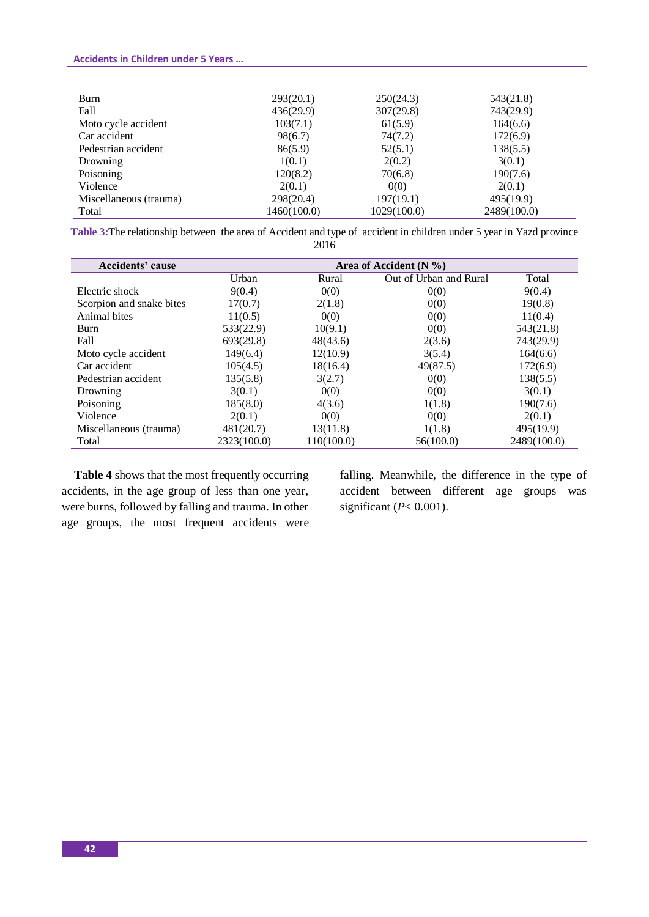| | | | |
|---|---|---|---|
| Burn | 293(20.1) | 250(24.3) | 543(21.8) |
| Fall | 436(29.9) | 307(29.8) | 743(29.9) |
| Moto cycle accident | 103(7.1) | 61(5.9) | 164(6.6) |
| Car accident | 98(6.7) | 74(7.2) | 172(6.9) |
| Pedestrian accident | 86(5.9) | 52(5.1) | 138(5.5) |
| Drowning | 1(0.1) | 2(0.2) | 3(0.1) |
| Poisoning | 120(8.2) | 70(6.8) | 190(7.6) |
| Violence | 2(0.1) | 0(0) | 2(0.1) |
| Miscellaneous (trauma) | 298(20.4) | 197(19.1) | 495(19.9) |
| Total | 1460(100.0) | 1029(100.0) | 2489(100.0) |

**Table 3:** The relationship between the area of Accident and type of accident in children under 5 year in Yazd province 2016

| Accidents' cause | Area of Accident (N %) | | | |
|---|---|---|---|---|
| | Urban | Rural | Out of Urban and Rural | Total |
| Electric shock | 9(0.4) | 0(0) | 0(0) | 9(0.4) |
| Scorpion and snake bites | 17(0.7) | 2(1.8) | 0(0) | 19(0.8) |
| Animal bites | 11(0.5) | 0(0) | 0(0) | 11(0.4) |
| Burn | 533(22.9) | 10(9.1) | 0(0) | 543(21.8) |
| Fall | 693(29.8) | 48(43.6) | 2(3.6) | 743(29.9) |
| Moto cycle accident | 149(6.4) | 12(10.9) | 3(5.4) | 164(6.6) |
| Car accident | 105(4.5) | 18(16.4) | 49(87.5) | 172(6.9) |
| Pedestrian accident | 135(5.8) | 3(2.7) | 0(0) | 138(5.5) |
| Drowning | 3(0.1) | 0(0) | 0(0) | 3(0.1) |
| Poisoning | 185(8.0) | 4(3.6) | 1(1.8) | 190(7.6) |
| Violence | 2(0.1) | 0(0) | 0(0) | 2(0.1) |
| Miscellaneous (trauma) | 481(20.7) | 13(11.8) | 1(1.8) | 495(19.9) |
| Total | 2323(100.0) | 110(100.0) | 56(100.0) | 2489(100.0) |

**Table 4** shows that the most frequently occurring accidents, in the age group of less than one year, were burns, followed by falling and trauma. In other age groups, the most frequent accidents were falling. Meanwhile, the difference in the type of accident between different age groups was significant ($P < 0.001$).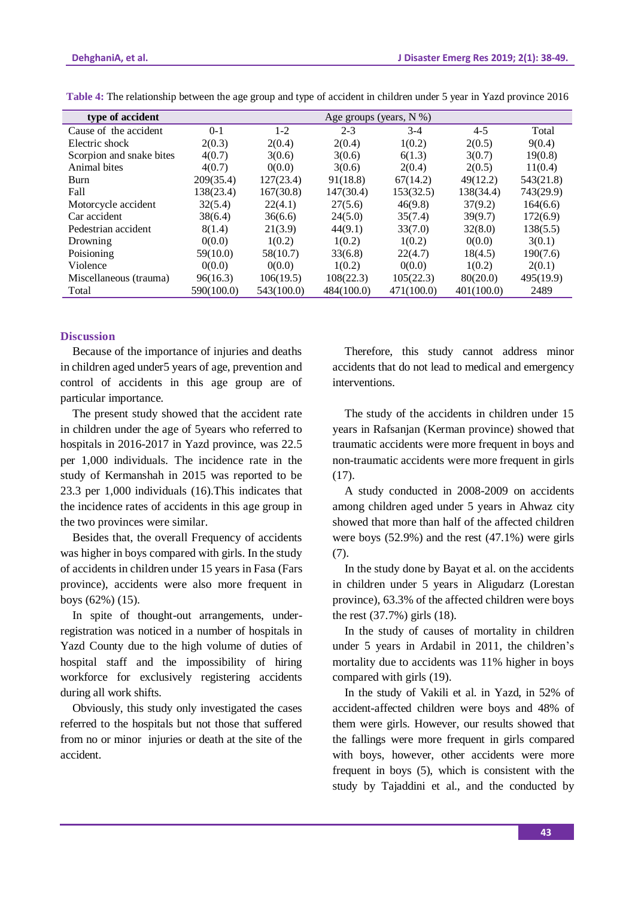**Table 4:** The relationship between the age group and type of accident in children under 5 year in Yazd province 2016

| type of accident | Age groups (years, N %) | | | | | |
|---|---|---|---|---|---|---|
| Cause of the accident | 0-1 | 1-2 | 2-3 | 3-4 | 4-5 | Total |
| Electric shock | 2(0.3) | 2(0.4) | 2(0.4) | 1(0.2) | 2(0.5) | 9(0.4) |
| Scorpion and snake bites | 4(0.7) | 3(0.6) | 3(0.6) | 6(1.3) | 3(0.7) | 19(0.8) |
| Animal bites | 4(0.7) | 0(0.0) | 3(0.6) | 2(0.4) | 2(0.5) | 11(0.4) |
| Burn | 209(35.4) | 127(23.4) | 91(18.8) | 67(14.2) | 49(12.2) | 543(21.8) |
| Fall | 138(23.4) | 167(30.8) | 147(30.4) | 153(32.5) | 138(34.4) | 743(29.9) |
| Motorcycle accident | 32(5.4) | 22(4.1) | 27(5.6) | 46(9.8) | 37(9.2) | 164(6.6) |
| Car accident | 38(6.4) | 36(6.6) | 24(5.0) | 35(7.4) | 39(9.7) | 172(6.9) |
| Pedestrian accident | 8(1.4) | 21(3.9) | 44(9.1) | 33(7.0) | 32(8.0) | 138(5.5) |
| Drowning | 0(0.0) | 1(0.2) | 1(0.2) | 1(0.2) | 0(0.0) | 3(0.1) |
| Poisioning | 59(10.0) | 58(10.7) | 33(6.8) | 22(4.7) | 18(4.5) | 190(7.6) |
| Violence | 0(0.0) | 0(0.0) | 1(0.2) | 0(0.0) | 1(0.2) | 2(0.1) |
| Miscellaneous (trauma) | 96(16.3) | 106(19.5) | 108(22.3) | 105(22.3) | 80(20.0) | 495(19.9) |
| Total | 590(100.0) | 543(100.0) | 484(100.0) | 471(100.0) | 401(100.0) | 2489 |

## Discussion

Because of the importance of injuries and deaths in children aged under5 years of age, prevention and control of accidents in this age group are of particular importance.

The present study showed that the accident rate in children under the age of 5years who referred to hospitals in 2016-2017 in Yazd province, was 22.5 per 1,000 individuals. The incidence rate in the study of Kermanshah in 2015 was reported to be 23.3 per 1,000 individuals (16).This indicates that the incidence rates of accidents in this age group in the two provinces were similar.

Besides that, the overall Frequency of accidents was higher in boys compared with girls. In the study of accidents in children under 15 years in Fasa (Fars province), accidents were also more frequent in boys (62%) (15).

In spite of thought-out arrangements, under-registration was noticed in a number of hospitals in Yazd County due to the high volume of duties of hospital staff and the impossibility of hiring workforce for exclusively registering accidents during all work shifts.

Obviously, this study only investigated the cases referred to the hospitals but not those that suffered from no or minor injuries or death at the site of the accident.

Therefore, this study cannot address minor accidents that do not lead to medical and emergency interventions.

The study of the accidents in children under 15 years in Rafsanjan (Kerman province) showed that traumatic accidents were more frequent in boys and non-traumatic accidents were more frequent in girls (17).

A study conducted in 2008-2009 on accidents among children aged under 5 years in Ahwaz city showed that more than half of the affected children were boys (52.9%) and the rest (47.1%) were girls (7).

In the study done by Bayat et al. on the accidents in children under 5 years in Aligudarz (Lorestan province), 63.3% of the affected children were boys the rest (37.7%) girls (18).

In the study of causes of mortality in children under 5 years in Ardabil in 2011, the children's mortality due to accidents was 11% higher in boys compared with girls (19).

In the study of Vakili et al. in Yazd, in 52% of accident-affected children were boys and 48% of them were girls. However, our results showed that the fallings were more frequent in girls compared with boys, however, other accidents were more frequent in boys (5), which is consistent with the study by Tajaddini et al., and the conducted by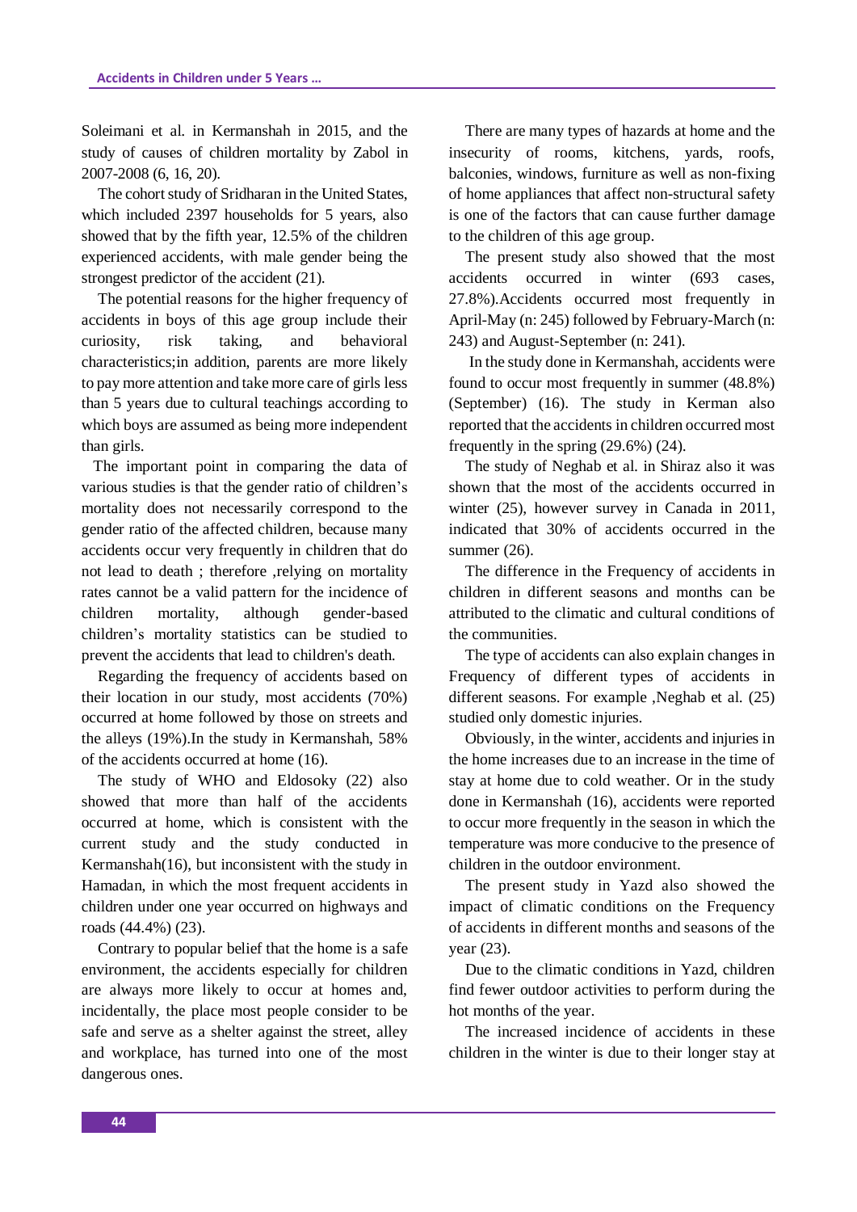Soleimani et al. in Kermanshah in 2015, and the study of causes of children mortality by Zabol in 2007-2008 (6, 16, 20).

The cohort study of Sridharan in the United States, which included 2397 households for 5 years, also showed that by the fifth year, 12.5% of the children experienced accidents, with male gender being the strongest predictor of the accident (21).

The potential reasons for the higher frequency of accidents in boys of this age group include their curiosity, risk taking, and behavioral characteristics;in addition, parents are more likely to pay more attention and take more care of girls less than 5 years due to cultural teachings according to which boys are assumed as being more independent than girls.

The important point in comparing the data of various studies is that the gender ratio of children's mortality does not necessarily correspond to the gender ratio of the affected children, because many accidents occur very frequently in children that do not lead to death ; therefore ,relying on mortality rates cannot be a valid pattern for the incidence of children mortality, although gender-based children's mortality statistics can be studied to prevent the accidents that lead to children's death.

Regarding the frequency of accidents based on their location in our study, most accidents (70%) occurred at home followed by those on streets and the alleys (19%).In the study in Kermanshah, 58% of the accidents occurred at home (16).

The study of WHO and Eldosoky (22) also showed that more than half of the accidents occurred at home, which is consistent with the current study and the study conducted in Kermanshah(16), but inconsistent with the study in Hamadan, in which the most frequent accidents in children under one year occurred on highways and roads (44.4%) (23).

Contrary to popular belief that the home is a safe environment, the accidents especially for children are always more likely to occur at homes and, incidentally, the place most people consider to be safe and serve as a shelter against the street, alley and workplace, has turned into one of the most dangerous ones.

There are many types of hazards at home and the insecurity of rooms, kitchens, yards, roofs, balconies, windows, furniture as well as non-fixing of home appliances that affect non-structural safety is one of the factors that can cause further damage to the children of this age group.

The present study also showed that the most accidents occurred in winter (693 cases, 27.8%).Accidents occurred most frequently in April-May (n: 245) followed by February-March (n: 243) and August-September (n: 241).

In the study done in Kermanshah, accidents were found to occur most frequently in summer (48.8%) (September) (16). The study in Kerman also reported that the accidents in children occurred most frequently in the spring (29.6%) (24).

The study of Neghab et al. in Shiraz also it was shown that the most of the accidents occurred in winter (25), however survey in Canada in 2011, indicated that 30% of accidents occurred in the summer (26).

The difference in the Frequency of accidents in children in different seasons and months can be attributed to the climatic and cultural conditions of the communities.

The type of accidents can also explain changes in Frequency of different types of accidents in different seasons. For example ,Neghab et al. (25) studied only domestic injuries.

Obviously, in the winter, accidents and injuries in the home increases due to an increase in the time of stay at home due to cold weather. Or in the study done in Kermanshah (16), accidents were reported to occur more frequently in the season in which the temperature was more conducive to the presence of children in the outdoor environment.

The present study in Yazd also showed the impact of climatic conditions on the Frequency of accidents in different months and seasons of the year (23).

Due to the climatic conditions in Yazd, children find fewer outdoor activities to perform during the hot months of the year.

The increased incidence of accidents in these children in the winter is due to their longer stay at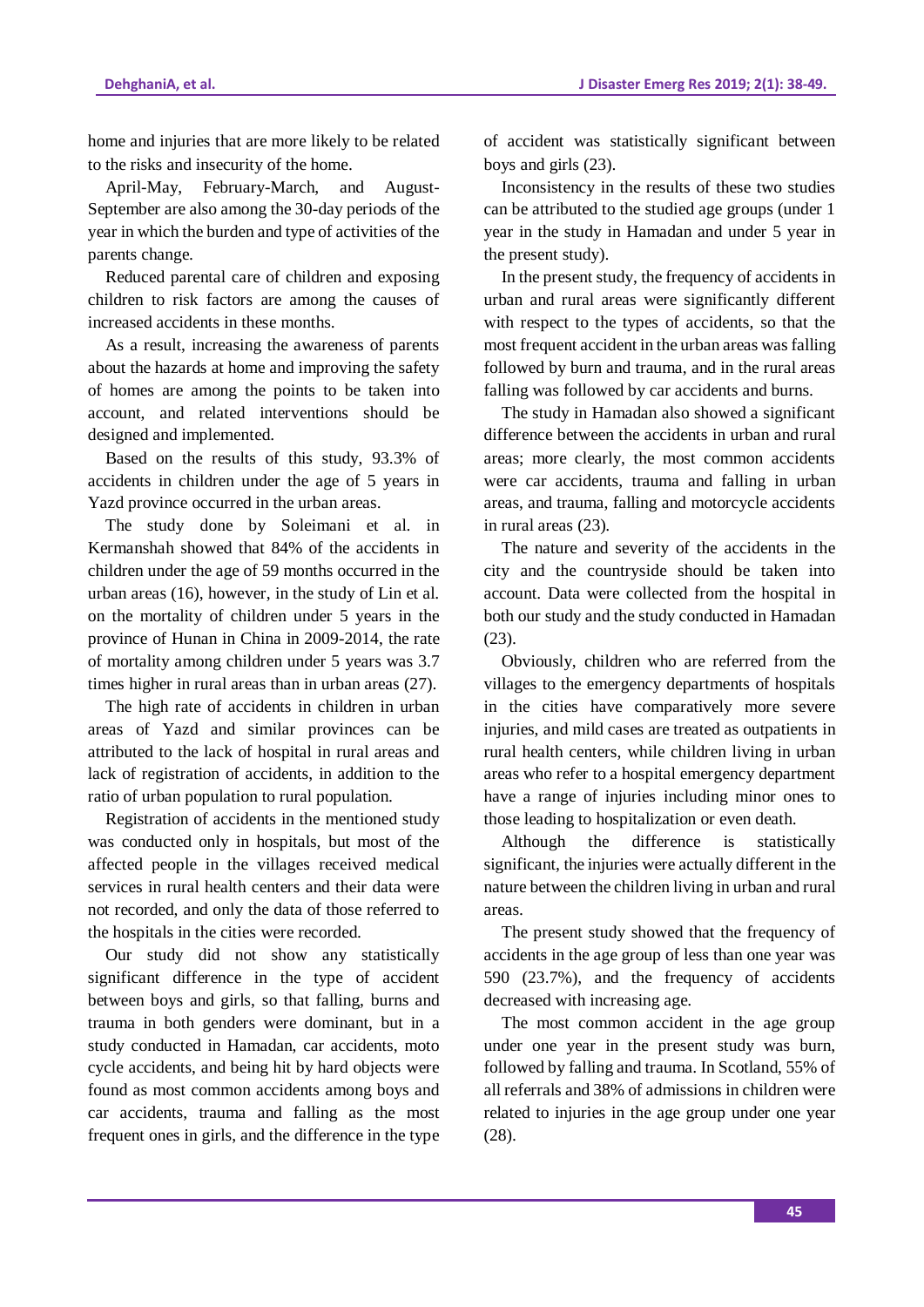home and injuries that are more likely to be related to the risks and insecurity of the home.

April-May, February-March, and August-September are also among the 30-day periods of the year in which the burden and type of activities of the parents change.

Reduced parental care of children and exposing children to risk factors are among the causes of increased accidents in these months.

As a result, increasing the awareness of parents about the hazards at home and improving the safety of homes are among the points to be taken into account, and related interventions should be designed and implemented.

Based on the results of this study, 93.3% of accidents in children under the age of 5 years in Yazd province occurred in the urban areas.

The study done by Soleimani et al. in Kermanshah showed that 84% of the accidents in children under the age of 59 months occurred in the urban areas (16), however, in the study of Lin et al. on the mortality of children under 5 years in the province of Hunan in China in 2009-2014, the rate of mortality among children under 5 years was 3.7 times higher in rural areas than in urban areas (27).

The high rate of accidents in children in urban areas of Yazd and similar provinces can be attributed to the lack of hospital in rural areas and lack of registration of accidents, in addition to the ratio of urban population to rural population.

Registration of accidents in the mentioned study was conducted only in hospitals, but most of the affected people in the villages received medical services in rural health centers and their data were not recorded, and only the data of those referred to the hospitals in the cities were recorded.

Our study did not show any statistically significant difference in the type of accident between boys and girls, so that falling, burns and trauma in both genders were dominant, but in a study conducted in Hamadan, car accidents, moto cycle accidents, and being hit by hard objects were found as most common accidents among boys and car accidents, trauma and falling as the most frequent ones in girls, and the difference in the type of accident was statistically significant between boys and girls (23).

Inconsistency in the results of these two studies can be attributed to the studied age groups (under 1 year in the study in Hamadan and under 5 year in the present study).

In the present study, the frequency of accidents in urban and rural areas were significantly different with respect to the types of accidents, so that the most frequent accident in the urban areas was falling followed by burn and trauma, and in the rural areas falling was followed by car accidents and burns.

The study in Hamadan also showed a significant difference between the accidents in urban and rural areas; more clearly, the most common accidents were car accidents, trauma and falling in urban areas, and trauma, falling and motorcycle accidents in rural areas (23).

The nature and severity of the accidents in the city and the countryside should be taken into account. Data were collected from the hospital in both our study and the study conducted in Hamadan (23).

Obviously, children who are referred from the villages to the emergency departments of hospitals in the cities have comparatively more severe injuries, and mild cases are treated as outpatients in rural health centers, while children living in urban areas who refer to a hospital emergency department have a range of injuries including minor ones to those leading to hospitalization or even death.

Although the difference is statistically significant, the injuries were actually different in the nature between the children living in urban and rural areas.

The present study showed that the frequency of accidents in the age group of less than one year was 590 (23.7%), and the frequency of accidents decreased with increasing age.

The most common accident in the age group under one year in the present study was burn, followed by falling and trauma. In Scotland, 55% of all referrals and 38% of admissions in children were related to injuries in the age group under one year (28).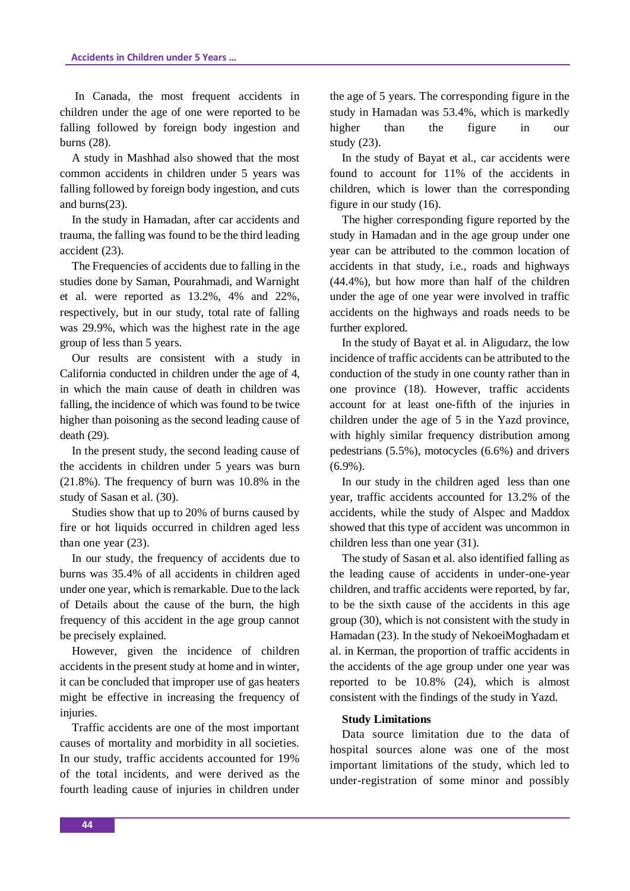In Canada, the most frequent accidents in children under the age of one were reported to be falling followed by foreign body ingestion and burns (28).

A study in Mashhad also showed that the most common accidents in children under 5 years was falling followed by foreign body ingestion, and cuts and burns(23).

In the study in Hamadan, after car accidents and trauma, the falling was found to be the third leading accident (23).

The Frequencies of accidents due to falling in the studies done by Saman, Pourahmadi, and Warnight et al. were reported as 13.2%, 4% and 22%, respectively, but in our study, total rate of falling was 29.9%, which was the highest rate in the age group of less than 5 years.

Our results are consistent with a study in California conducted in children under the age of 4, in which the main cause of death in children was falling, the incidence of which was found to be twice higher than poisoning as the second leading cause of death (29).

In the present study, the second leading cause of the accidents in children under 5 years was burn (21.8%). The frequency of burn was 10.8% in the study of Sasan et al. (30).

Studies show that up to 20% of burns caused by fire or hot liquids occurred in children aged less than one year (23).

In our study, the frequency of accidents due to burns was 35.4% of all accidents in children aged under one year, which is remarkable. Due to the lack of Details about the cause of the burn, the high frequency of this accident in the age group cannot be precisely explained.

However, given the incidence of children accidents in the present study at home and in winter, it can be concluded that improper use of gas heaters might be effective in increasing the frequency of injuries.

Traffic accidents are one of the most important causes of mortality and morbidity in all societies. In our study, traffic accidents accounted for 19% of the total incidents, and were derived as the fourth leading cause of injuries in children under the age of 5 years. The corresponding figure in the study in Hamadan was 53.4%, which is markedly higher than the figure in our study (23).

In the study of Bayat et al., car accidents were found to account for 11% of the accidents in children, which is lower than the corresponding figure in our study (16).

The higher corresponding figure reported by the study in Hamadan and in the age group under one year can be attributed to the common location of accidents in that study, i.e., roads and highways (44.4%), but how more than half of the children under the age of one year were involved in traffic accidents on the highways and roads needs to be further explored.

In the study of Bayat et al. in Aligudarz, the low incidence of traffic accidents can be attributed to the conduction of the study in one county rather than in one province (18). However, traffic accidents account for at least one-fifth of the injuries in children under the age of 5 in the Yazd province, with highly similar frequency distribution among pedestrians (5.5%), motocycles (6.6%) and drivers (6.9%).

In our study in the children aged less than one year, traffic accidents accounted for 13.2% of the accidents, while the study of Alspec and Maddox showed that this type of accident was uncommon in children less than one year (31).

The study of Sasan et al. also identified falling as the leading cause of accidents in under-one-year children, and traffic accidents were reported, by far, to be the sixth cause of the accidents in this age group (30), which is not consistent with the study in Hamadan (23). In the study of NekoeiMoghadam et al. in Kerman, the proportion of traffic accidents in the accidents of the age group under one year was reported to be 10.8% (24), which is almost consistent with the findings of the study in Yazd.

**Study Limitations**

Data source limitation due to the data of hospital sources alone was one of the most important limitations of the study, which led to under-registration of some minor and possibly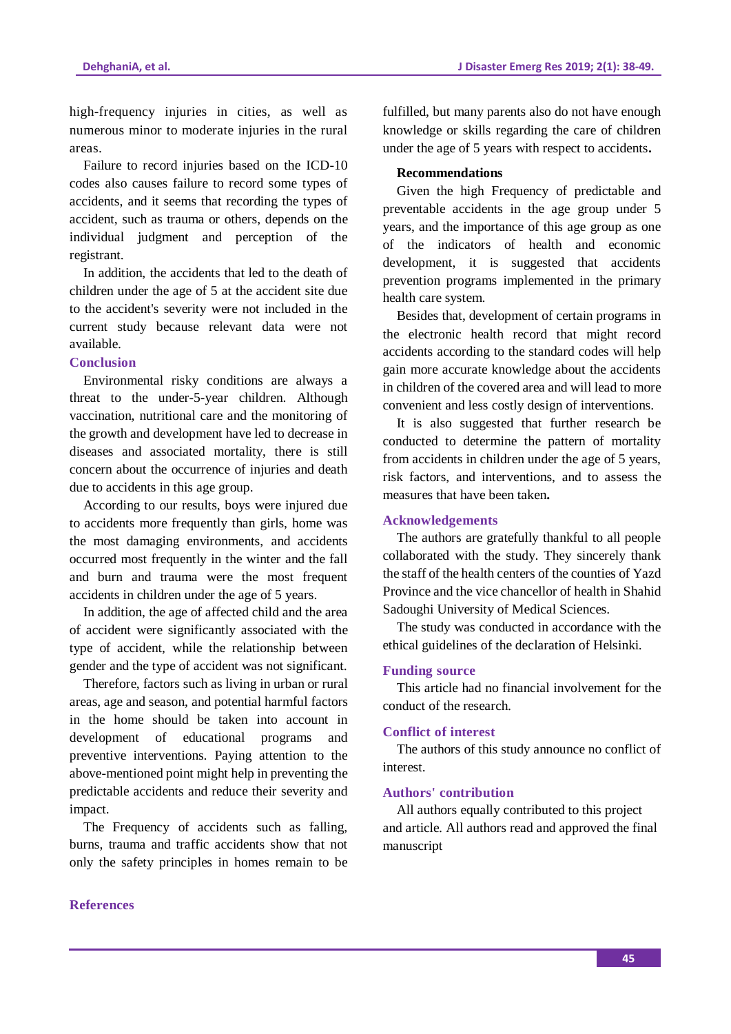high-frequency injuries in cities, as well as numerous minor to moderate injuries in the rural areas.

Failure to record injuries based on the ICD-10 codes also causes failure to record some types of accidents, and it seems that recording the types of accident, such as trauma or others, depends on the individual judgment and perception of the registrant.

In addition, the accidents that led to the death of children under the age of 5 at the accident site due to the accident's severity were not included in the current study because relevant data were not available.

## Conclusion

Environmental risky conditions are always a threat to the under-5-year children. Although vaccination, nutritional care and the monitoring of the growth and development have led to decrease in diseases and associated mortality, there is still concern about the occurrence of injuries and death due to accidents in this age group.

According to our results, boys were injured due to accidents more frequently than girls, home was the most damaging environments, and accidents occurred most frequently in the winter and the fall and burn and trauma were the most frequent accidents in children under the age of 5 years.

In addition, the age of affected child and the area of accident were significantly associated with the type of accident, while the relationship between gender and the type of accident was not significant.

Therefore, factors such as living in urban or rural areas, age and season, and potential harmful factors in the home should be taken into account in development of educational programs and preventive interventions. Paying attention to the above-mentioned point might help in preventing the predictable accidents and reduce their severity and impact.

The Frequency of accidents such as falling, burns, trauma and traffic accidents show that not only the safety principles in homes remain to be fulfilled, but many parents also do not have enough knowledge or skills regarding the care of children under the age of 5 years with respect to accidents**.**

### Recommendations

Given the high Frequency of predictable and preventable accidents in the age group under 5 years, and the importance of this age group as one of the indicators of health and economic development, it is suggested that accidents prevention programs implemented in the primary health care system.

Besides that, development of certain programs in the electronic health record that might record accidents according to the standard codes will help gain more accurate knowledge about the accidents in children of the covered area and will lead to more convenient and less costly design of interventions.

It is also suggested that further research be conducted to determine the pattern of mortality from accidents in children under the age of 5 years, risk factors, and interventions, and to assess the measures that have been taken**.**

## Acknowledgements

The authors are gratefully thankful to all people collaborated with the study. They sincerely thank the staff of the health centers of the counties of Yazd Province and the vice chancellor of health in Shahid Sadoughi University of Medical Sciences.

The study was conducted in accordance with the ethical guidelines of the declaration of Helsinki.

## Funding source

This article had no financial involvement for the conduct of the research.

## Conflict of interest

The authors of this study announce no conflict of interest.

## Authors' contribution

All authors equally contributed to this project and article. All authors read and approved the final manuscript

## References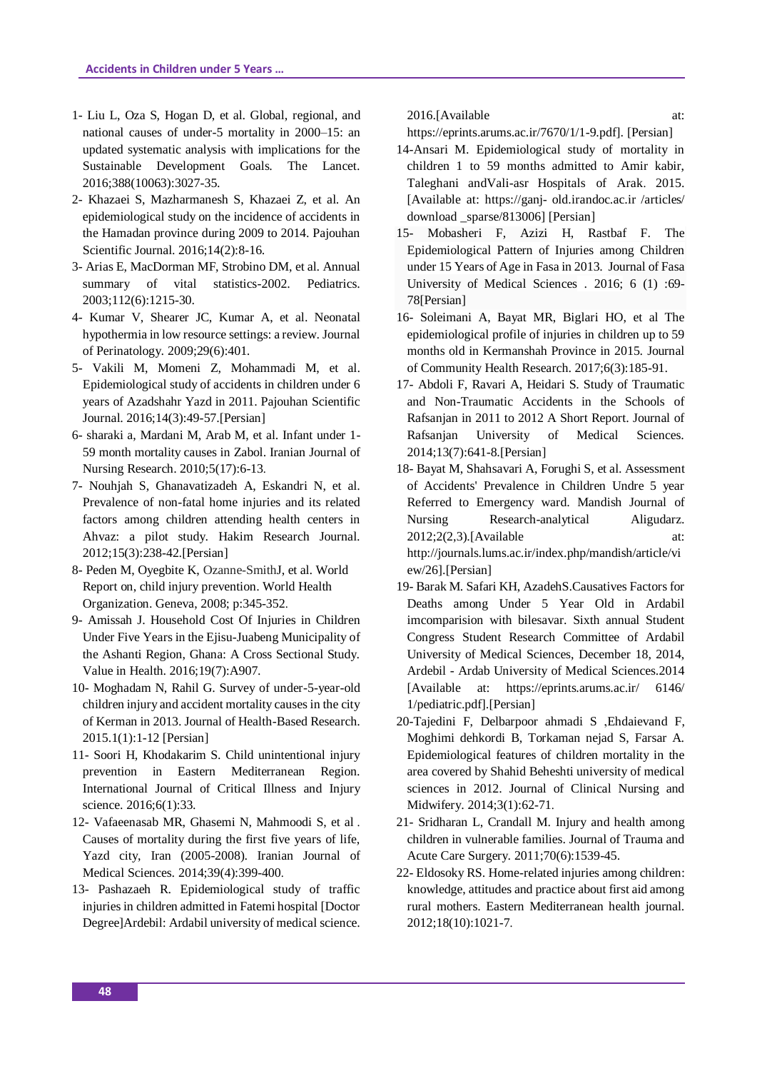1- Liu L, Oza S, Hogan D, et al. Global, regional, and national causes of under-5 mortality in 2000–15: an updated systematic analysis with implications for the Sustainable Development Goals. The Lancet. 2016;388(10063):3027-35.

2- Khazaei S, Mazharmanesh S, Khazaei Z, et al. An epidemiological study on the incidence of accidents in the Hamadan province during 2009 to 2014. Pajouhan Scientific Journal. 2016;14(2):8-16.

3- Arias E, MacDorman MF, Strobino DM, et al. Annual summary of vital statistics-2002. Pediatrics. 2003;112(6):1215-30.

4- Kumar V, Shearer JC, Kumar A, et al. Neonatal hypothermia in low resource settings: a review. Journal of Perinatology. 2009;29(6):401.

5- Vakili M, Momeni Z, Mohammadi M, et al. Epidemiological study of accidents in children under 6 years of Azadshahr Yazd in 2011. Pajouhan Scientific Journal. 2016;14(3):49-57.[Persian]

6- sharaki a, Mardani M, Arab M, et al. Infant under 1-59 month mortality causes in Zabol. Iranian Journal of Nursing Research. 2010;5(17):6-13.

7- Nouhjah S, Ghanavatizadeh A, Eskandri N, et al. Prevalence of non-fatal home injuries and its related factors among children attending health centers in Ahvaz: a pilot study. Hakim Research Journal. 2012;15(3):238-42.[Persian]

8- Peden M, Oyegbite K, Ozanne-SmithJ, et al. World Report on, child injury prevention. World Health Organization. Geneva, 2008; p:345-352.

9- Amissah J. Household Cost Of Injuries in Children Under Five Years in the Ejisu-Juabeng Municipality of the Ashanti Region, Ghana: A Cross Sectional Study. Value in Health. 2016;19(7):A907.

10- Moghadam N, Rahil G. Survey of under-5-year-old children injury and accident mortality causes in the city of Kerman in 2013. Journal of Health-Based Research. 2015.1(1):1-12 [Persian]

11- Soori H, Khodakarim S. Child unintentional injury prevention in Eastern Mediterranean Region. International Journal of Critical Illness and Injury science. 2016;6(1):33.

12- Vafaeenasab MR, Ghasemi N, Mahmoodi S, et al . Causes of mortality during the first five years of life, Yazd city, Iran (2005-2008). Iranian Journal of Medical Sciences. 2014;39(4):399-400.

13- Pashazaeh R. Epidemiological study of traffic injuries in children admitted in Fatemi hospital [Doctor Degree]Ardebil: Ardabil university of medical science. 2016.[Available at: https://eprints.arums.ac.ir/7670/1/1-9.pdf]. [Persian]

14-Ansari M. Epidemiological study of mortality in children 1 to 59 months admitted to Amir kabir, Taleghani andVali-asr Hospitals of Arak. 2015. [Available at: https://ganj- old.irandoc.ac.ir /articles/ download _sparse/813006] [Persian]

15- Mobasheri F, Azizi H, Rastbaf F. The Epidemiological Pattern of Injuries among Children under 15 Years of Age in Fasa in 2013. Journal of Fasa University of Medical Sciences . 2016; 6 (1) :69-78[Persian]

16- Soleimani A, Bayat MR, Biglari HO, et al The epidemiological profile of injuries in children up to 59 months old in Kermanshah Province in 2015. Journal of Community Health Research. 2017;6(3):185-91.

17- Abdoli F, Ravari A, Heidari S. Study of Traumatic and Non-Traumatic Accidents in the Schools of Rafsanjan in 2011 to 2012 A Short Report. Journal of Rafsanjan University of Medical Sciences. 2014;13(7):641-8.[Persian]

18- Bayat M, Shahsavari A, Foroughi S, et al. Assessment of Accidents' Prevalence in Children Undre 5 year Referred to Emergency ward. Mandish Journal of Nursing Research-analytical Aligudarz. 2012;2(2,3).[Available at: http://journals.lums.ac.ir/index.php/mandish/article/view/26].[Persian]

19- Barak M. Safari KH, AzadehS.Causatives Factors for Deaths among Under 5 Year Old in Ardabil imcomparision with bilesavar. Sixth annual Student Congress Student Research Committee of Ardabil University of Medical Sciences, December 18, 2014, Ardebil - Ardab University of Medical Sciences.2014 [Available at: https://eprints.arums.ac.ir/ 6146/ 1/pediatric.pdf].[Persian]

20-Tajedini F, Delbarpoor ahmadi S ,Ehdaievand F, Moghimi dehkordi B, Torkaman nejad S, Farsar A. Epidemiological features of children mortality in the area covered by Shahid Beheshti university of medical sciences in 2012. Journal of Clinical Nursing and Midwifery. 2014;3(1):62-71.

21- Sridharan L, Crandall M. Injury and health among children in vulnerable families. Journal of Trauma and Acute Care Surgery. 2011;70(6):1539-45.

22- Eldosoky RS. Home-related injuries among children: knowledge, attitudes and practice about first aid among rural mothers. Eastern Mediterranean health journal. 2012;18(10):1021-7.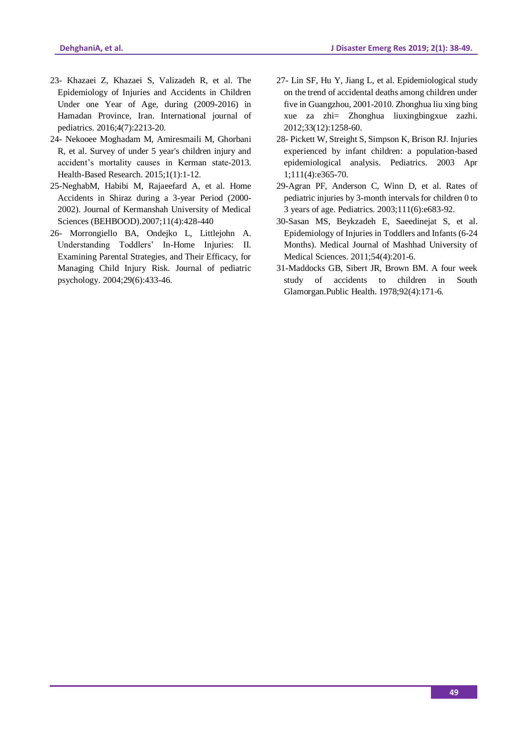23- Khazaei Z, Khazaei S, Valizadeh R, et al. The Epidemiology of Injuries and Accidents in Children Under one Year of Age, during (2009-2016) in Hamadan Province, Iran. International journal of pediatrics. 2016;4(7):2213-20.

24- Nekooee Moghadam M, Amiresmaili M, Ghorbani R, et al. Survey of under 5 year's children injury and accident's mortality causes in Kerman state-2013. Health-Based Research. 2015;1(1):1-12.

25-NeghabM, Habibi M, Rajaeefard A, et al. Home Accidents in Shiraz during a 3-year Period (2000-2002). Journal of Kermanshah University of Medical Sciences (BEHBOOD).2007;11(4):428-440

26- Morrongiello BA, Ondejko L, Littlejohn A. Understanding Toddlers' In-Home Injuries: II. Examining Parental Strategies, and Their Efficacy, for Managing Child Injury Risk. Journal of pediatric psychology. 2004;29(6):433-46.

27- Lin SF, Hu Y, Jiang L, et al. Epidemiological study on the trend of accidental deaths among children under five in Guangzhou, 2001-2010. Zhonghua liu xing bing xue za zhi= Zhonghua liuxingbingxue zazhi. 2012;33(12):1258-60.

28- Pickett W, Streight S, Simpson K, Brison RJ. Injuries experienced by infant children: a population-based epidemiological analysis. Pediatrics. 2003 Apr 1;111(4):e365-70.

29-Agran PF, Anderson C, Winn D, et al. Rates of pediatric injuries by 3-month intervals for children 0 to 3 years of age. Pediatrics. 2003;111(6):e683-92.

30-Sasan MS, Beykzadeh E, Saeedinejat S, et al. Epidemiology of Injuries in Toddlers and Infants (6-24 Months). Medical Journal of Mashhad University of Medical Sciences. 2011;54(4):201-6.

31-Maddocks GB, Sibert JR, Brown BM. A four week study of accidents to children in South Glamorgan.Public Health. 1978;92(4):171-6.